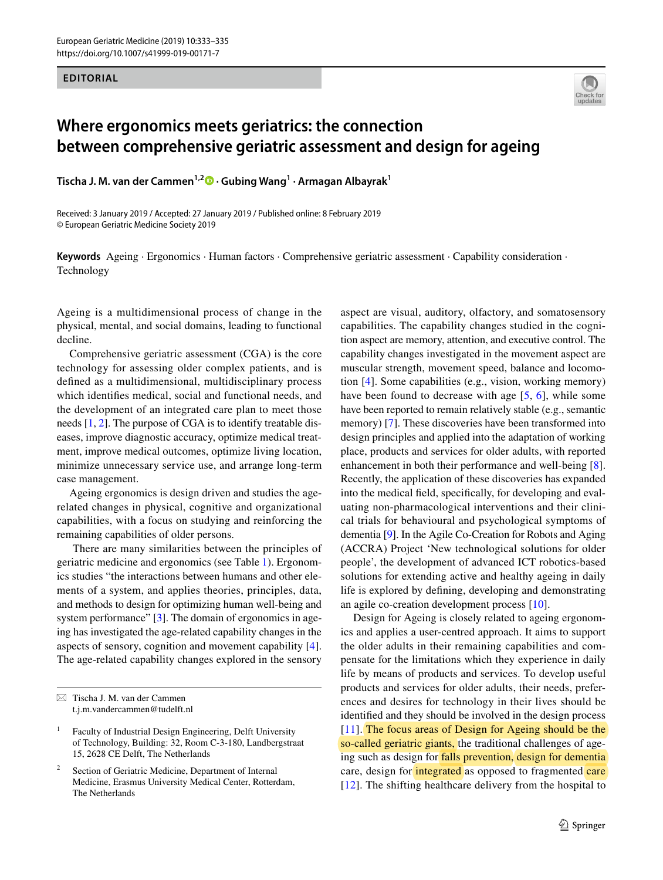EDITORIAL

# Where ergonomics meets geriatrics: the connection between comprehensive geriatric assessment and design for ageing

**Tischa J. M. van der Cammen[1,2] · Gubing Wang[1] · Armagan Albayrak[1]**

Received: 3 January 2019 / Accepted: 27 January 2019 / Published online: 8 February 2019
© European Geriatric Medicine Society 2019

**Keywords** Ageing · Ergonomics · Human factors · Comprehensive geriatric assessment · Capability consideration · Technology

Ageing is a multidimensional process of change in the physical, mental, and social domains, leading to functional decline.

Comprehensive geriatric assessment (CGA) is the core technology for assessing older complex patients, and is defined as a multidimensional, multidisciplinary process which identifies medical, social and functional needs, and the development of an integrated care plan to meet those needs [1, 2]. The purpose of CGA is to identify treatable diseases, improve diagnostic accuracy, optimize medical treatment, improve medical outcomes, optimize living location, minimize unnecessary service use, and arrange long-term case management.

Ageing ergonomics is design driven and studies the age-related changes in physical, cognitive and organizational capabilities, with a focus on studying and reinforcing the remaining capabilities of older persons.

There are many similarities between the principles of geriatric medicine and ergonomics (see Table 1). Ergonomics studies "the interactions between humans and other elements of a system, and applies theories, principles, data, and methods to design for optimizing human well-being and system performance" [3]. The domain of ergonomics in ageing has investigated the age-related capability changes in the aspects of sensory, cognition and movement capability [4]. The age-related capability changes explored in the sensory aspect are visual, auditory, olfactory, and somatosensory capabilities. The capability changes studied in the cognition aspect are memory, attention, and executive control. The capability changes investigated in the movement aspect are muscular strength, movement speed, balance and locomotion [4]. Some capabilities (e.g., vision, working memory) have been found to decrease with age [5, 6], while some have been reported to remain relatively stable (e.g., semantic memory) [7]. These discoveries have been transformed into design principles and applied into the adaptation of working place, products and services for older adults, with reported enhancement in both their performance and well-being [8]. Recently, the application of these discoveries has expanded into the medical field, specifically, for developing and evaluating non-pharmacological interventions and their clinical trials for behavioural and psychological symptoms of dementia [9]. In the Agile Co-Creation for Robots and Aging (ACCRA) Project 'New technological solutions for older people', the development of advanced ICT robotics-based solutions for extending active and healthy ageing in daily life is explored by defining, developing and demonstrating an agile co-creation development process [10].

Design for Ageing is closely related to ageing ergonomics and applies a user-centred approach. It aims to support the older adults in their remaining capabilities and compensate for the limitations which they experience in daily life by means of products and services. To develop useful products and services for older adults, their needs, preferences and desires for technology in their lives should be identified and they should be involved in the design process [11]. The focus areas of Design for Ageing should be the so-called geriatric giants, the traditional challenges of ageing such as design for falls prevention, design for dementia care, design for integrated as opposed to fragmented care [12]. The shifting healthcare delivery from the hospital to

---

✉ Tischa J. M. van der Cammen
t.j.m.vandercammen@tudelft.nl

[1] Faculty of Industrial Design Engineering, Delft University of Technology, Building: 32, Room C-3-180, Landbergstraat 15, 2628 CE Delft, The Netherlands

[2] Section of Geriatric Medicine, Department of Internal Medicine, Erasmus University Medical Center, Rotterdam, The Netherlands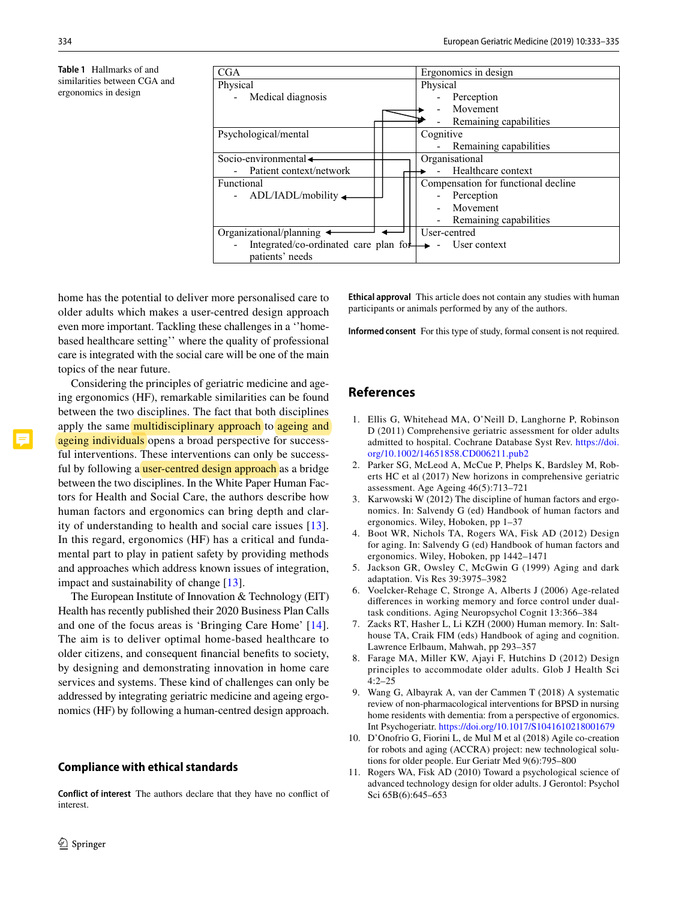**Table 1** Hallmarks of and similarities between CGA and ergonomics in design

| CGA | Ergonomics in design |
|---|---|
| Physical<br>- Medical diagnosis | Physical<br>- Perception<br>- Movement<br>- Remaining capabilities |
| Psychological/mental | Cognitive<br>- Remaining capabilities |
| Socio-environmental<br>- Patient context/network | Organisational<br>- Healthcare context |
| Functional<br>- ADL/IADL/mobility | Compensation for functional decline<br>- Perception<br>- Movement<br>- Remaining capabilities |
| Organizational/planning<br>- Integrated/co-ordinated care plan for patients' needs | User-centred<br>- User context |

home has the potential to deliver more personalised care to older adults which makes a user-centred design approach even more important. Tackling these challenges in a ''home-based healthcare setting'' where the quality of professional care is integrated with the social care will be one of the main topics of the near future.

Considering the principles of geriatric medicine and ageing ergonomics (HF), remarkable similarities can be found between the two disciplines. The fact that both disciplines apply the same multidisciplinary approach to ageing and ageing individuals opens a broad perspective for successful interventions. These interventions can only be successful by following a user-centred design approach as a bridge between the two disciplines. In the White Paper Human Factors for Health and Social Care, the authors describe how human factors and ergonomics can bring depth and clarity of understanding to health and social care issues [13]. In this regard, ergonomics (HF) has a critical and fundamental part to play in patient safety by providing methods and approaches which address known issues of integration, impact and sustainability of change [13].

The European Institute of Innovation & Technology (EIT) Health has recently published their 2020 Business Plan Calls and one of the focus areas is 'Bringing Care Home' [14]. The aim is to deliver optimal home-based healthcare to older citizens, and consequent financial benefits to society, by designing and demonstrating innovation in home care services and systems. These kind of challenges can only be addressed by integrating geriatric medicine and ageing ergonomics (HF) by following a human-centred design approach.

## Compliance with ethical standards

**Conflict of interest** The authors declare that they have no conflict of interest.

**Ethical approval** This article does not contain any studies with human participants or animals performed by any of the authors.

**Informed consent** For this type of study, formal consent is not required.

## References

1. Ellis G, Whitehead MA, O'Neill D, Langhorne P, Robinson D (2011) Comprehensive geriatric assessment for older adults admitted to hospital. Cochrane Database Syst Rev. https://doi.org/10.1002/14651858.CD006211.pub2
2. Parker SG, McLeod A, McCue P, Phelps K, Bardsley M, Roberts HC et al (2017) New horizons in comprehensive geriatric assessment. Age Ageing 46(5):713–721
3. Karwowski W (2012) The discipline of human factors and ergonomics. In: Salvendy G (ed) Handbook of human factors and ergonomics. Wiley, Hoboken, pp 1–37
4. Boot WR, Nichols TA, Rogers WA, Fisk AD (2012) Design for aging. In: Salvendy G (ed) Handbook of human factors and ergonomics. Wiley, Hoboken, pp 1442–1471
5. Jackson GR, Owsley C, McGwin G (1999) Aging and dark adaptation. Vis Res 39:3975–3982
6. Voelcker-Rehage C, Stronge A, Alberts J (2006) Age-related differences in working memory and force control under dual-task conditions. Aging Neuropsychol Cognit 13:366–384
7. Zacks RT, Hasher L, Li KZH (2000) Human memory. In: Salthouse TA, Craik FIM (eds) Handbook of aging and cognition. Lawrence Erlbaum, Mahwah, pp 293–357
8. Farage MA, Miller KW, Ajayi F, Hutchins D (2012) Design principles to accommodate older adults. Glob J Health Sci 4:2–25
9. Wang G, Albayrak A, van der Cammen T (2018) A systematic review of non-pharmacological interventions for BPSD in nursing home residents with dementia: from a perspective of ergonomics. Int Psychogeriatr. https://doi.org/10.1017/S1041610218001679
10. D'Onofrio G, Fiorini L, de Mul M et al (2018) Agile co-creation for robots and aging (ACCRA) project: new technological solutions for older people. Eur Geriatr Med 9(6):795–800
11. Rogers WA, Fisk AD (2010) Toward a psychological science of advanced technology design for older adults. J Gerontol: Psychol Sci 65B(6):645–653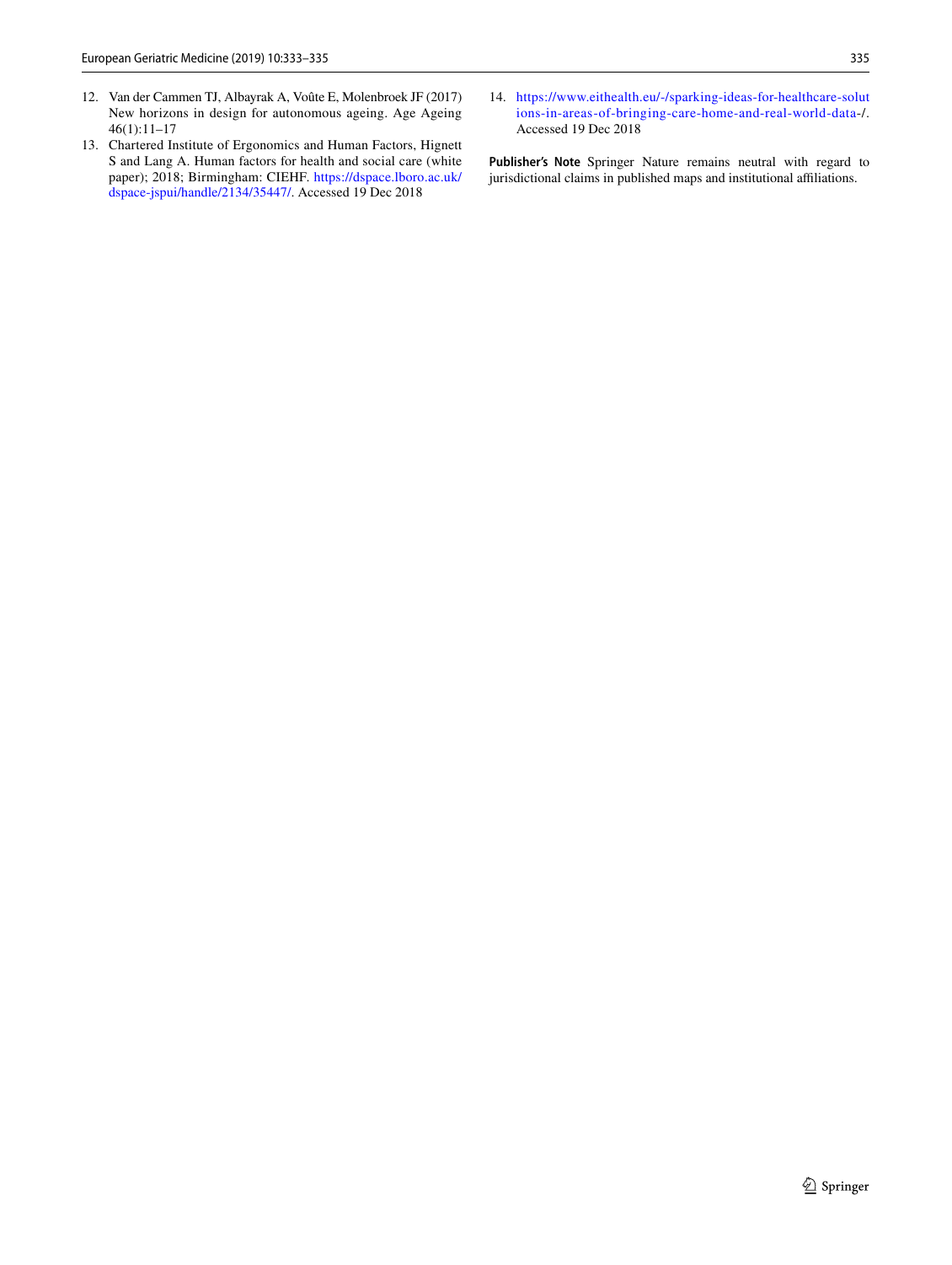12. Van der Cammen TJ, Albayrak A, Voûte E, Molenbroek JF (2017) New horizons in design for autonomous ageing. Age Ageing 46(1):11–17
13. Chartered Institute of Ergonomics and Human Factors, Hignett S and Lang A. Human factors for health and social care (white paper); 2018; Birmingham: CIEHF. https://dspace.lboro.ac.uk/dspace-jspui/handle/2134/35447/. Accessed 19 Dec 2018
14. https://www.eithealth.eu/-/sparking-ideas-for-healthcare-solutions-in-areas-of-bringing-care-home-and-real-world-data-/. Accessed 19 Dec 2018

**Publisher's Note** Springer Nature remains neutral with regard to jurisdictional claims in published maps and institutional affiliations.